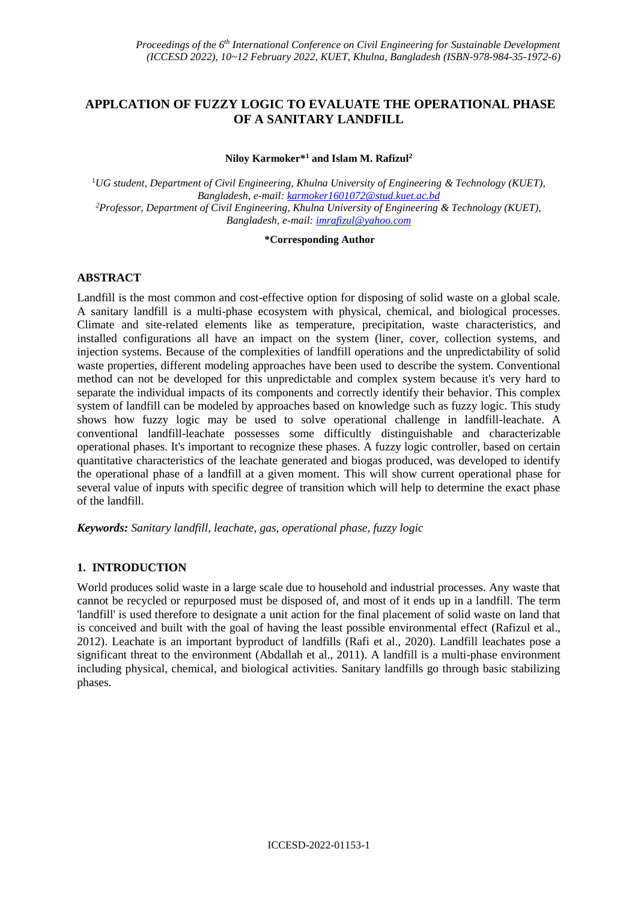# APPLCATION OF FUZZY LOGIC TO EVALUATE THE OPERATIONAL PHASE OF A SANITARY LANDFILL

**Niloy Karmoker*[1] and Islam M. Rafizul[2]**

[1]*UG student, Department of Civil Engineering, Khulna University of Engineering & Technology (KUET), Bangladesh, e-mail: karmoker1601072@stud.kuet.ac.bd*

[2]*Professor, Department of Civil Engineering, Khulna University of Engineering & Technology (KUET), Bangladesh, e-mail: imrafizul@yahoo.com*

**\*Corresponding Author**

## ABSTRACT

Landfill is the most common and cost-effective option for disposing of solid waste on a global scale. A sanitary landfill is a multi-phase ecosystem with physical, chemical, and biological processes. Climate and site-related elements like as temperature, precipitation, waste characteristics, and installed configurations all have an impact on the system (liner, cover, collection systems, and injection systems. Because of the complexities of landfill operations and the unpredictability of solid waste properties, different modeling approaches have been used to describe the system. Conventional method can not be developed for this unpredictable and complex system because it's very hard to separate the individual impacts of its components and correctly identify their behavior. This complex system of landfill can be modeled by approaches based on knowledge such as fuzzy logic. This study shows how fuzzy logic may be used to solve operational challenge in landfill-leachate. A conventional landfill-leachate possesses some difficultly distinguishable and characterizable operational phases. It's important to recognize these phases. A fuzzy logic controller, based on certain quantitative characteristics of the leachate generated and biogas produced, was developed to identify the operational phase of a landfill at a given moment. This will show current operational phase for several value of inputs with specific degree of transition which will help to determine the exact phase of the landfill.

***Keywords:*** *Sanitary landfill, leachate, gas, operational phase, fuzzy logic*

## 1. INTRODUCTION

World produces solid waste in a large scale due to household and industrial processes. Any waste that cannot be recycled or repurposed must be disposed of, and most of it ends up in a landfill. The term 'landfill' is used therefore to designate a unit action for the final placement of solid waste on land that is conceived and built with the goal of having the least possible environmental effect (Rafizul et al., 2012). Leachate is an important byproduct of landfills (Rafi et al., 2020). Landfill leachates pose a significant threat to the environment (Abdallah et al., 2011). A landfill is a multi-phase environment including physical, chemical, and biological activities. Sanitary landfills go through basic stabilizing phases.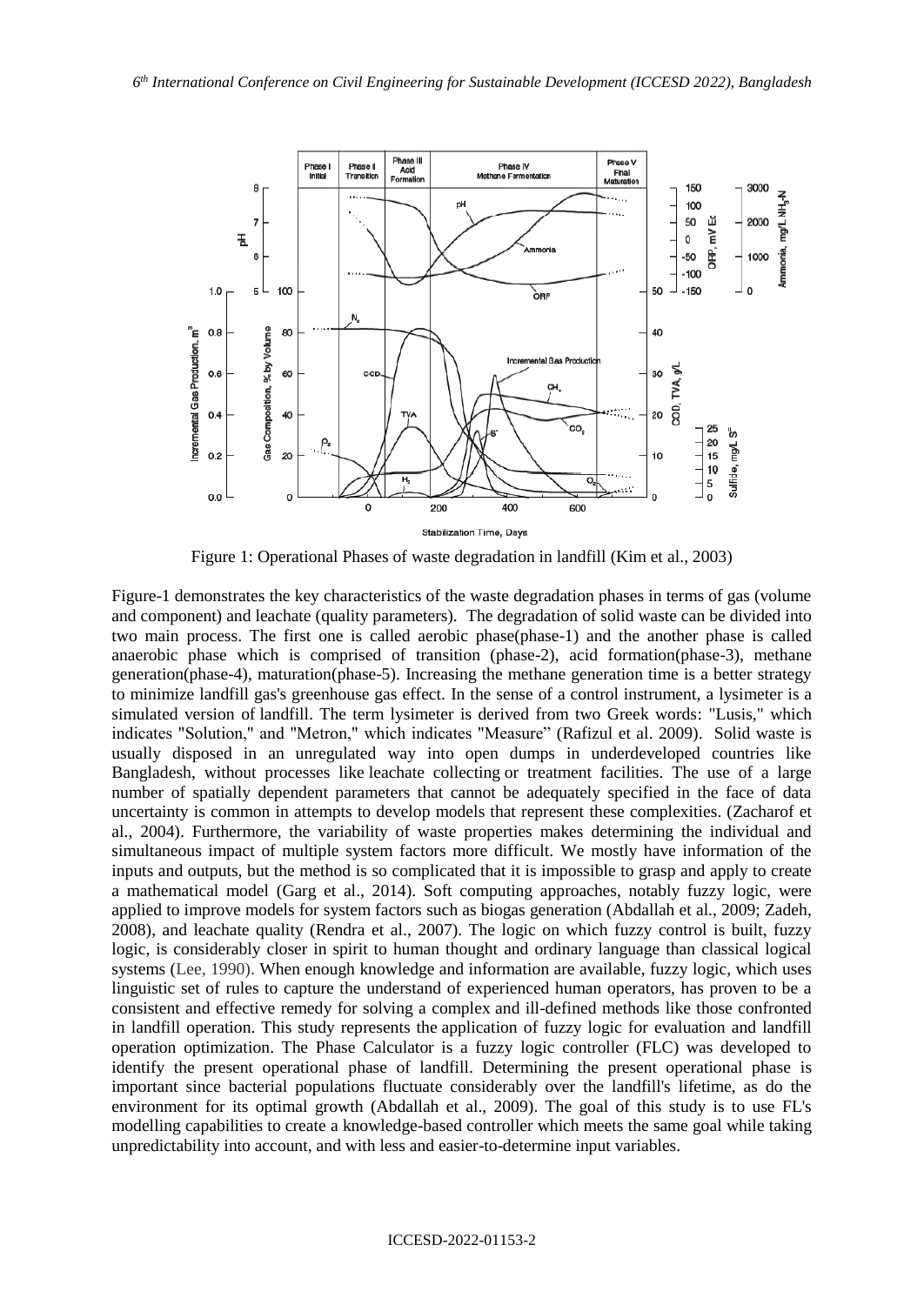Figure 1: Operational Phases of waste degradation in landfill (Kim et al., 2003)

Figure-1 demonstrates the key characteristics of the waste degradation phases in terms of gas (volume and component) and leachate (quality parameters). The degradation of solid waste can be divided into two main process. The first one is called aerobic phase(phase-1) and the another phase is called anaerobic phase which is comprised of transition (phase-2), acid formation(phase-3), methane generation(phase-4), maturation(phase-5). Increasing the methane generation time is a better strategy to minimize landfill gas's greenhouse gas effect. In the sense of a control instrument, a lysimeter is a simulated version of landfill. The term lysimeter is derived from two Greek words: "Lusis," which indicates "Solution," and "Metron," which indicates "Measure" (Rafizul et al. 2009). Solid waste is usually disposed in an unregulated way into open dumps in underdeveloped countries like Bangladesh, without processes like leachate collecting or treatment facilities. The use of a large number of spatially dependent parameters that cannot be adequately specified in the face of data uncertainty is common in attempts to develop models that represent these complexities. (Zacharof et al., 2004). Furthermore, the variability of waste properties makes determining the individual and simultaneous impact of multiple system factors more difficult. We mostly have information of the inputs and outputs, but the method is so complicated that it is impossible to grasp and apply to create a mathematical model (Garg et al., 2014). Soft computing approaches, notably fuzzy logic, were applied to improve models for system factors such as biogas generation (Abdallah et al., 2009; Zadeh, 2008), and leachate quality (Rendra et al., 2007). The logic on which fuzzy control is built, fuzzy logic, is considerably closer in spirit to human thought and ordinary language than classical logical systems (Lee, 1990). When enough knowledge and information are available, fuzzy logic, which uses linguistic set of rules to capture the understand of experienced human operators, has proven to be a consistent and effective remedy for solving a complex and ill-defined methods like those confronted in landfill operation. This study represents the application of fuzzy logic for evaluation and landfill operation optimization. The Phase Calculator is a fuzzy logic controller (FLC) was developed to identify the present operational phase of landfill. Determining the present operational phase is important since bacterial populations fluctuate considerably over the landfill's lifetime, as do the environment for its optimal growth (Abdallah et al., 2009). The goal of this study is to use FL's modelling capabilities to create a knowledge-based controller which meets the same goal while taking unpredictability into account, and with less and easier-to-determine input variables.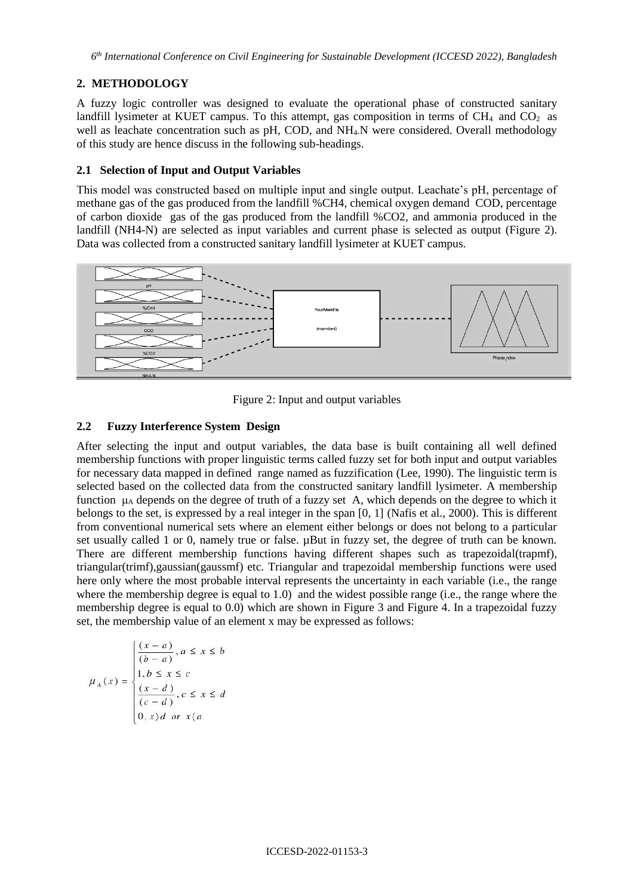## 2. METHODOLOGY

A fuzzy logic controller was designed to evaluate the operational phase of constructed sanitary landfill lysimeter at KUET campus. To this attempt, gas composition in terms of $CH_4$ and $CO_2$ as well as leachate concentration such as pH, COD, and $NH_4$-N were considered. Overall methodology of this study are hence discuss in the following sub-headings.

### 2.1 Selection of Input and Output Variables

This model was constructed based on multiple input and single output. Leachate's pH, percentage of methane gas of the gas produced from the landfill %CH4, chemical oxygen demand COD, percentage of carbon dioxide gas of the gas produced from the landfill %CO2, and ammonia produced in the landfill (NH4-N) are selected as input variables and current phase is selected as output (Figure 2). Data was collected from a constructed sanitary landfill lysimeter at KUET campus.

Figure 2: Input and output variables

### 2.2 Fuzzy Interference System Design

After selecting the input and output variables, the data base is built containing all well defined membership functions with proper linguistic terms called fuzzy set for both input and output variables for necessary data mapped in defined range named as fuzzification (Lee, 1990). The linguistic term is selected based on the collected data from the constructed sanitary landfill lysimeter. A membership function $\mu_A$ depends on the degree of truth of a fuzzy set A, which depends on the degree to which it belongs to the set, is expressed by a real integer in the span [0, 1] (Nafis et al., 2000). This is different from conventional numerical sets where an element either belongs or does not belong to a particular set usually called 1 or 0, namely true or false. µBut in fuzzy set, the degree of truth can be known. There are different membership functions having different shapes such as trapezoidal(trapmf), triangular(trimf),gaussian(gaussmf) etc. Triangular and trapezoidal membership functions were used here only where the most probable interval represents the uncertainty in each variable (i.e., the range where the membership degree is equal to 1.0) and the widest possible range (i.e., the range where the membership degree is equal to 0.0) which are shown in Figure 3 and Figure 4. In a trapezoidal fuzzy set, the membership value of an element x may be expressed as follows:

$$
\mu_A(x) = \begin{cases} \dfrac{(x-a)}{(b-a)}, & a \le x \le b \\ 1, & b \le x \le c \\ \dfrac{(x-d)}{(c-d)}, & c \le x \le d \\ 0, & x > d \ \text{or} \ x < a \end{cases}
$$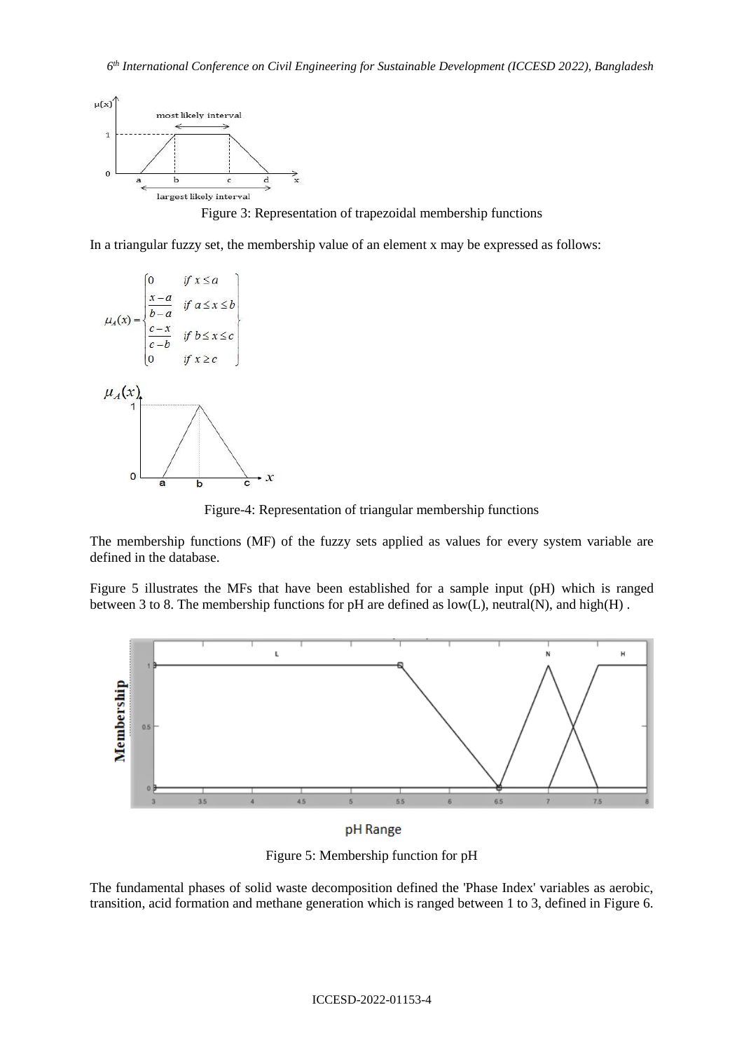Figure 3: Representation of trapezoidal membership functions

In a triangular fuzzy set, the membership value of an element x may be expressed as follows:

$$
\mu_A(x) = \begin{cases} 0 & \text{if } x \le a \\ \dfrac{x-a}{b-a} & \text{if } a \le x \le b \\ \dfrac{c-x}{c-b} & \text{if } b \le x \le c \\ 0 & \text{if } x \ge c \end{cases}
$$

Figure-4: Representation of triangular membership functions

The membership functions (MF) of the fuzzy sets applied as values for every system variable are defined in the database.

Figure 5 illustrates the MFs that have been established for a sample input (pH) which is ranged between 3 to 8. The membership functions for pH are defined as low(L), neutral(N), and high(H) .

Figure 5: Membership function for pH

The fundamental phases of solid waste decomposition defined the 'Phase Index' variables as aerobic, transition, acid formation and methane generation which is ranged between 1 to 3, defined in Figure 6.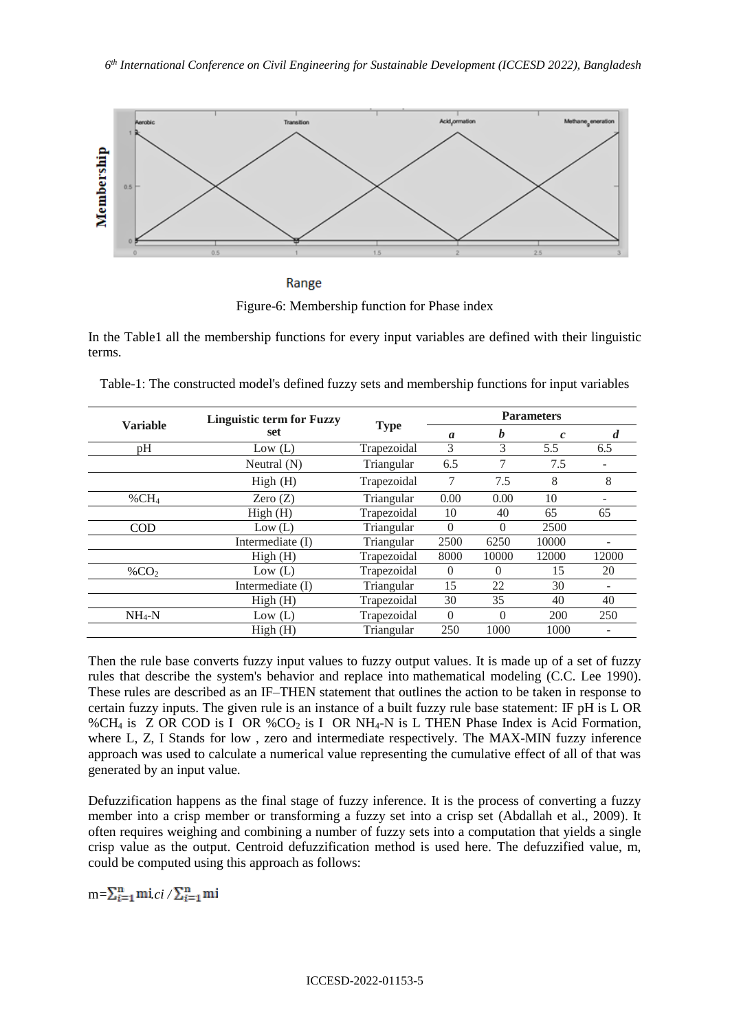Figure-6: Membership function for Phase index

In the Table1 all the membership functions for every input variables are defined with their linguistic terms.

Table-1: The constructed model's defined fuzzy sets and membership functions for input variables

| Variable | Linguistic term for Fuzzy set | Type | Parameters | | | |
|---|---|---|---|---|---|---|
| | | | ***a*** | ***b*** | ***c*** | ***d*** |
| pH | Low (L) | Trapezoidal | 3 | 3 | 5.5 | 6.5 |
| | Neutral (N) | Triangular | 6.5 | 7 | 7.5 | - |
| | High (H) | Trapezoidal | 7 | 7.5 | 8 | 8 |
| $\%CH_4$ | Zero (Z) | Triangular | 0.00 | 0.00 | 10 | - |
| | High (H) | Trapezoidal | 10 | 40 | 65 | 65 |
| COD | Low (L) | Triangular | 0 | 0 | 2500 | |
| | Intermediate (I) | Triangular | 2500 | 6250 | 10000 | - |
| | High (H) | Trapezoidal | 8000 | 10000 | 12000 | 12000 |
| $\%CO_2$ | Low (L) | Trapezoidal | 0 | 0 | 15 | 20 |
| | Intermediate (I) | Triangular | 15 | 22 | 30 | - |
| | High (H) | Trapezoidal | 30 | 35 | 40 | 40 |
| $NH_4$-N | Low (L) | Trapezoidal | 0 | 0 | 200 | 250 |
| | High (H) | Triangular | 250 | 1000 | 1000 | - |

Then the rule base converts fuzzy input values to fuzzy output values. It is made up of a set of fuzzy rules that describe the system's behavior and replace into mathematical modeling (C.C. Lee 1990). These rules are described as an IF–THEN statement that outlines the action to be taken in response to certain fuzzy inputs. The given rule is an instance of a built fuzzy rule base statement: IF pH is L OR $\%CH_4$ is Z OR COD is I OR $\%CO_2$ is I OR $NH_4$-N is L THEN Phase Index is Acid Formation, where L, Z, I Stands for low , zero and intermediate respectively. The MAX-MIN fuzzy inference approach was used to calculate a numerical value representing the cumulative effect of all of that was generated by an input value.

Defuzzification happens as the final stage of fuzzy inference. It is the process of converting a fuzzy member into a crisp member or transforming a fuzzy set into a crisp set (Abdallah et al., 2009). It often requires weighing and combining a number of fuzzy sets into a computation that yields a single crisp value as the output. Centroid defuzzification method is used here. The defuzzified value, m, could be computed using this approach as follows:

$$m=\sum_{i=1}^{n} m_i c_i / \sum_{i=1}^{n} m_i$$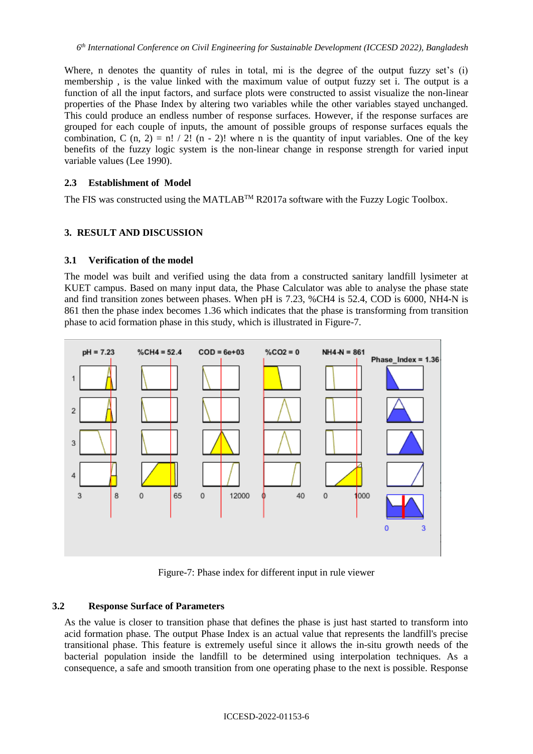Where, n denotes the quantity of rules in total, mi is the degree of the output fuzzy set's (i) membership , is the value linked with the maximum value of output fuzzy set i. The output is a function of all the input factors, and surface plots were constructed to assist visualize the non-linear properties of the Phase Index by altering two variables while the other variables stayed unchanged. This could produce an endless number of response surfaces. However, if the response surfaces are grouped for each couple of inputs, the amount of possible groups of response surfaces equals the combination, C (n, 2) = n! / 2! (n - 2)! where n is the quantity of input variables. One of the key benefits of the fuzzy logic system is the non-linear change in response strength for varied input variable values (Lee 1990).

### 2.3 Establishment of Model

The FIS was constructed using the MATLAB™ R2017a software with the Fuzzy Logic Toolbox.

## 3. RESULT AND DISCUSSION

### 3.1 Verification of the model

The model was built and verified using the data from a constructed sanitary landfill lysimeter at KUET campus. Based on many input data, the Phase Calculator was able to analyse the phase state and find transition zones between phases. When pH is 7.23, %CH4 is 52.4, COD is 6000, NH4-N is 861 then the phase index becomes 1.36 which indicates that the phase is transforming from transition phase to acid formation phase in this study, which is illustrated in Figure-7.

Figure-7: Phase index for different input in rule viewer

### 3.2 Response Surface of Parameters

As the value is closer to transition phase that defines the phase is just hast started to transform into acid formation phase. The output Phase Index is an actual value that represents the landfill's precise transitional phase. This feature is extremely useful since it allows the in-situ growth needs of the bacterial population inside the landfill to be determined using interpolation techniques. As a consequence, a safe and smooth transition from one operating phase to the next is possible. Response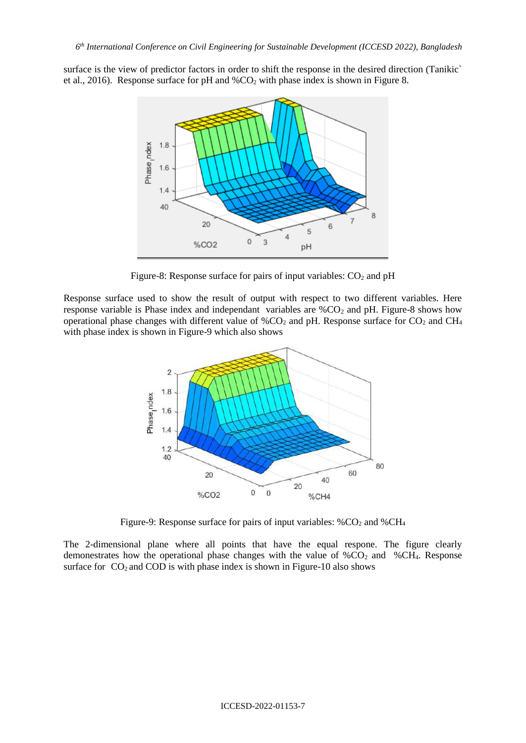surface is the view of predictor factors in order to shift the response in the desired direction (Tanikic` et al., 2016). Response surface for pH and %$CO_2$ with phase index is shown in Figure 8.

Figure-8: Response surface for pairs of input variables: $CO_2$ and pH

Response surface used to show the result of output with respect to two different variables. Here response variable is Phase index and independant variables are %$CO_2$ and pH. Figure-8 shows how operational phase changes with different value of %$CO_2$ and pH. Response surface for $CO_2$ and $CH_4$ with phase index is shown in Figure-9 which also shows

Figure-9: Response surface for pairs of input variables: %$CO_2$ and %$CH_4$

The 2-dimensional plane where all points that have the equal respone. The figure clearly demonestrates how the operational phase changes with the value of %$CO_2$ and %$CH_4$. Response surface for $CO_2$ and COD is with phase index is shown in Figure-10 also shows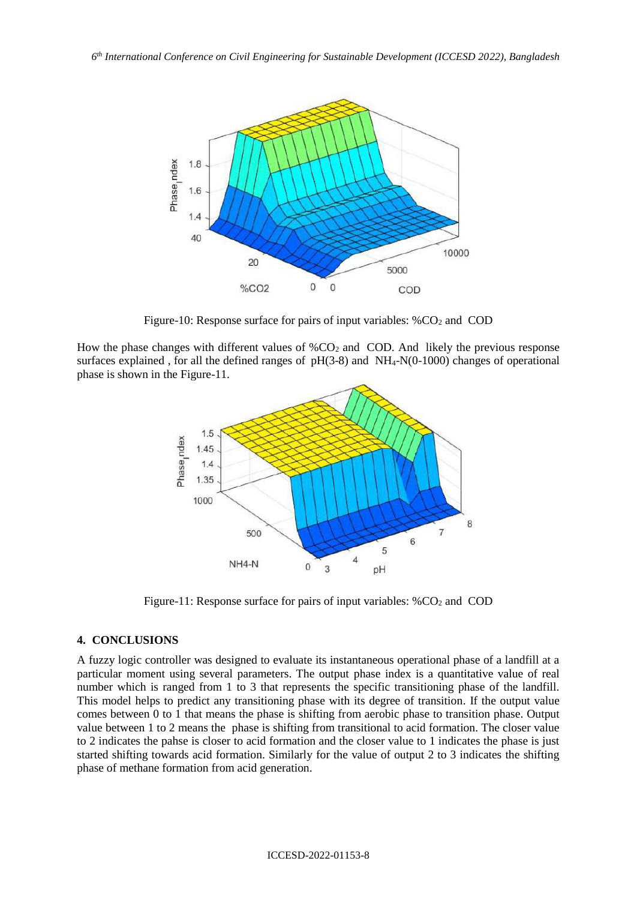Figure-10: Response surface for pairs of input variables: $\%CO_2$ and COD

How the phase changes with different values of $\%CO_2$ and COD. And likely the previous response surfaces explained , for all the defined ranges of pH(3-8) and $NH_4$-N(0-1000) changes of operational phase is shown in the Figure-11.

Figure-11: Response surface for pairs of input variables: $\%CO_2$ and COD

## 4. CONCLUSIONS

A fuzzy logic controller was designed to evaluate its instantaneous operational phase of a landfill at a particular moment using several parameters. The output phase index is a quantitative value of real number which is ranged from 1 to 3 that represents the specific transitioning phase of the landfill. This model helps to predict any transitioning phase with its degree of transition. If the output value comes between 0 to 1 that means the phase is shifting from aerobic phase to transition phase. Output value between 1 to 2 means the phase is shifting from transitional to acid formation. The closer value to 2 indicates the pahse is closer to acid formation and the closer value to 1 indicates the phase is just started shifting towards acid formation. Similarly for the value of output 2 to 3 indicates the shifting phase of methane formation from acid generation.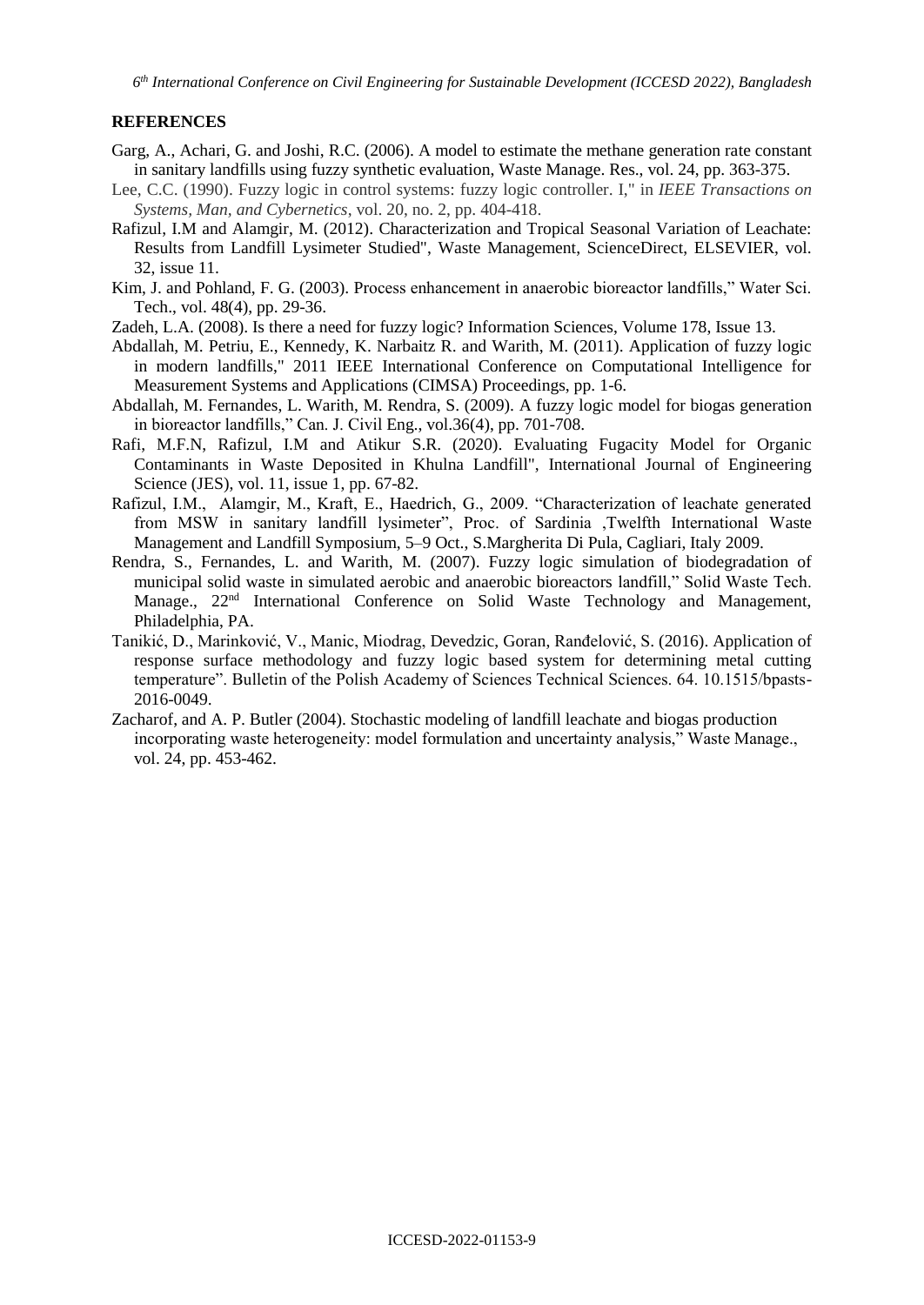## REFERENCES

Garg, A., Achari, G. and Joshi, R.C. (2006). A model to estimate the methane generation rate constant in sanitary landfills using fuzzy synthetic evaluation, Waste Manage. Res., vol. 24, pp. 363-375.

Lee, C.C. (1990). Fuzzy logic in control systems: fuzzy logic controller. I," in *IEEE Transactions on Systems, Man, and Cybernetics*, vol. 20, no. 2, pp. 404-418.

Rafizul, I.M and Alamgir, M. (2012). Characterization and Tropical Seasonal Variation of Leachate: Results from Landfill Lysimeter Studied", Waste Management, ScienceDirect, ELSEVIER, vol. 32, issue 11.

Kim, J. and Pohland, F. G. (2003). Process enhancement in anaerobic bioreactor landfills," Water Sci. Tech., vol. 48(4), pp. 29-36.

Zadeh, L.A. (2008). Is there a need for fuzzy logic? Information Sciences, Volume 178, Issue 13.

Abdallah, M. Petriu, E., Kennedy, K. Narbaitz R. and Warith, M. (2011). Application of fuzzy logic in modern landfills," 2011 IEEE International Conference on Computational Intelligence for Measurement Systems and Applications (CIMSA) Proceedings, pp. 1-6.

Abdallah, M. Fernandes, L. Warith, M. Rendra, S. (2009). A fuzzy logic model for biogas generation in bioreactor landfills," Can. J. Civil Eng., vol.36(4), pp. 701-708.

Rafi, M.F.N, Rafizul, I.M and Atikur S.R. (2020). Evaluating Fugacity Model for Organic Contaminants in Waste Deposited in Khulna Landfill", International Journal of Engineering Science (JES), vol. 11, issue 1, pp. 67-82.

Rafizul, I.M., Alamgir, M., Kraft, E., Haedrich, G., 2009. "Characterization of leachate generated from MSW in sanitary landfill lysimeter", Proc. of Sardinia ,Twelfth International Waste Management and Landfill Symposium, 5–9 Oct., S.Margherita Di Pula, Cagliari, Italy 2009.

Rendra, S., Fernandes, L. and Warith, M. (2007). Fuzzy logic simulation of biodegradation of municipal solid waste in simulated aerobic and anaerobic bioreactors landfill," Solid Waste Tech. Manage., 22nd International Conference on Solid Waste Technology and Management, Philadelphia, PA.

Tanikić, D., Marinković, V., Manic, Miodrag, Devedzic, Goran, Ranđelović, S. (2016). Application of response surface methodology and fuzzy logic based system for determining metal cutting temperature". Bulletin of the Polish Academy of Sciences Technical Sciences. 64. 10.1515/bpasts-2016-0049.

Zacharof, and A. P. Butler (2004). Stochastic modeling of landfill leachate and biogas production incorporating waste heterogeneity: model formulation and uncertainty analysis," Waste Manage., vol. 24, pp. 453-462.